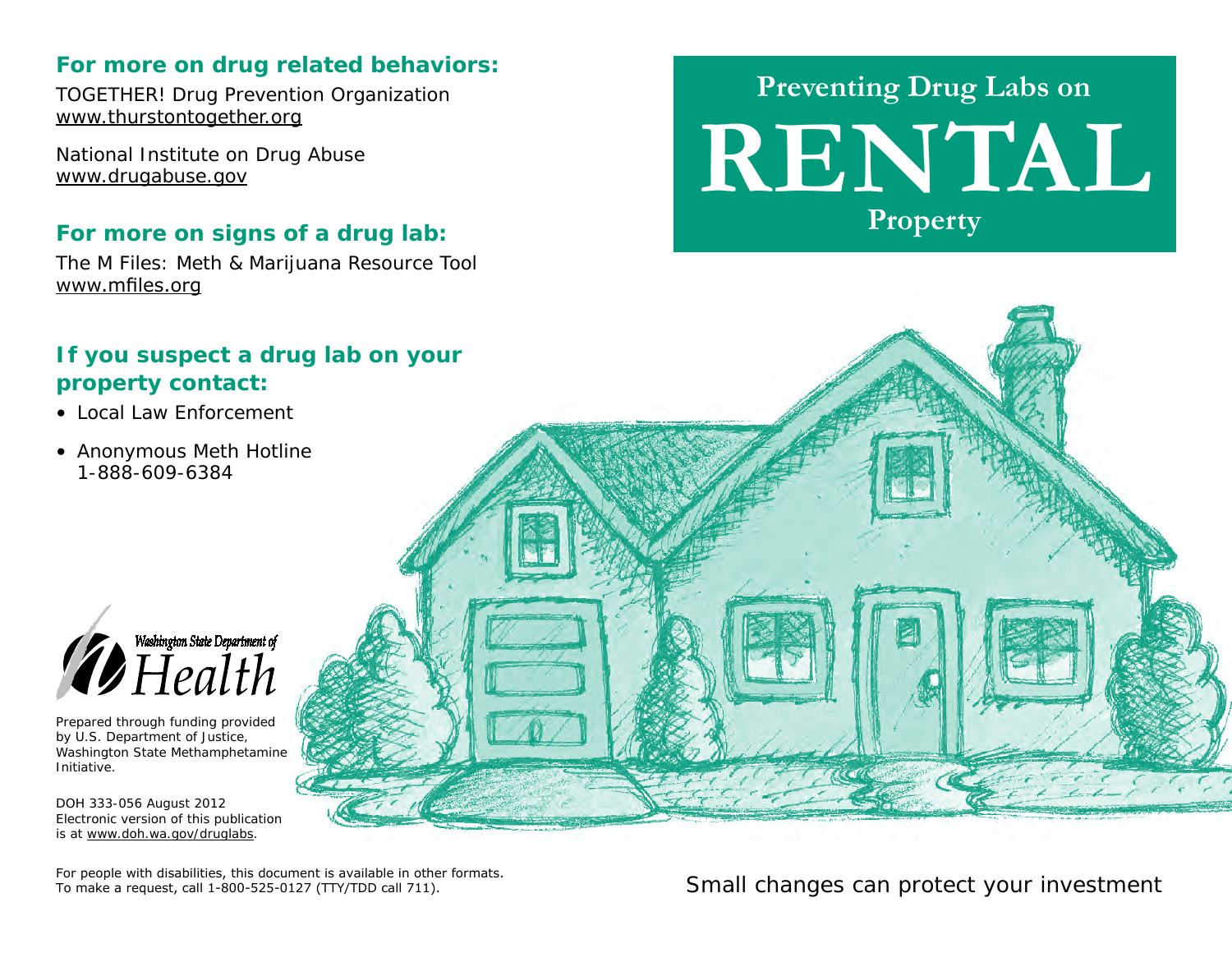# Preventing Drug Labs on RENTAL Property

Small changes can protect your investment

## For more on drug related behaviors:

TOGETHER! Drug Prevention Organization
www.thurstontogether.org

National Institute on Drug Abuse
www.drugabuse.gov

## For more on signs of a drug lab:

The M Files: Meth & Marijuana Resource Tool
www.mfiles.org

## If you suspect a drug lab on your property contact:

- Local Law Enforcement
- Anonymous Meth Hotline
  1-888-609-6384

Washington State Department of Health

Prepared through funding provided by U.S. Department of Justice, Washington State Methamphetamine Initiative.

DOH 333-056 August 2012
Electronic version of this publication is at www.doh.wa.gov/druglabs.

For people with disabilities, this document is available in other formats. To make a request, call 1-800-525-0127 (TTY/TDD call 711).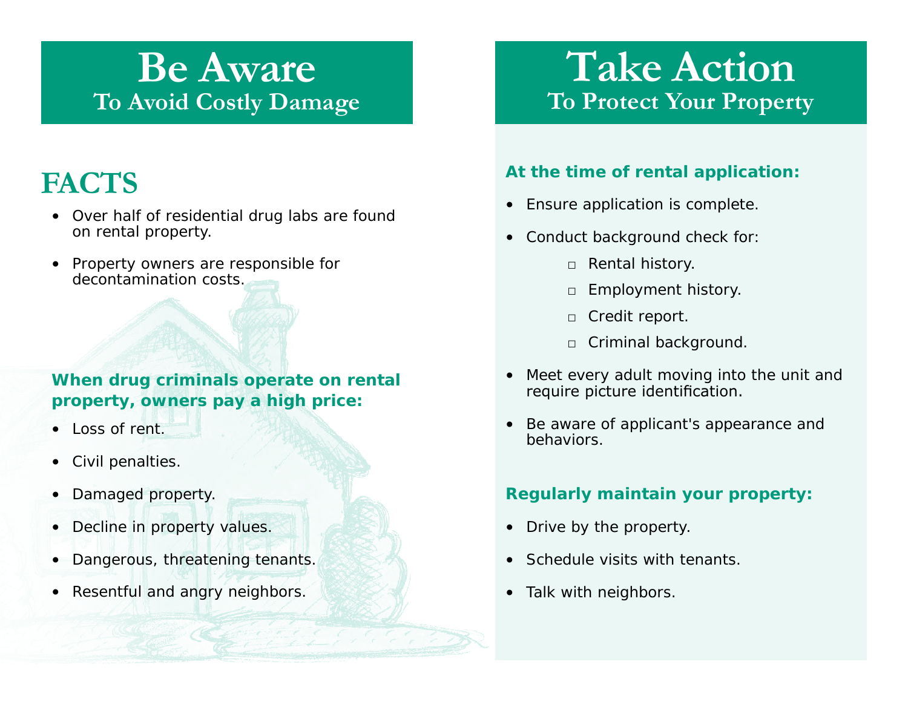# Be Aware
## To Avoid Costly Damage

## FACTS

- Over half of residential drug labs are found on rental property.
- Property owners are responsible for decontamination costs.

**When drug criminals operate on rental property, owners pay a high price:**

- Loss of rent.
- Civil penalties.
- Damaged property.
- Decline in property values.
- Dangerous, threatening tenants.
- Resentful and angry neighbors.

# Take Action
## To Protect Your Property

**At the time of rental application:**

- Ensure application is complete.
- Conduct background check for:
  - Rental history.
  - Employment history.
  - Credit report.
  - Criminal background.
- Meet every adult moving into the unit and require picture identification.
- Be aware of applicant's appearance and behaviors.

**Regularly maintain your property:**

- Drive by the property.
- Schedule visits with tenants.
- Talk with neighbors.